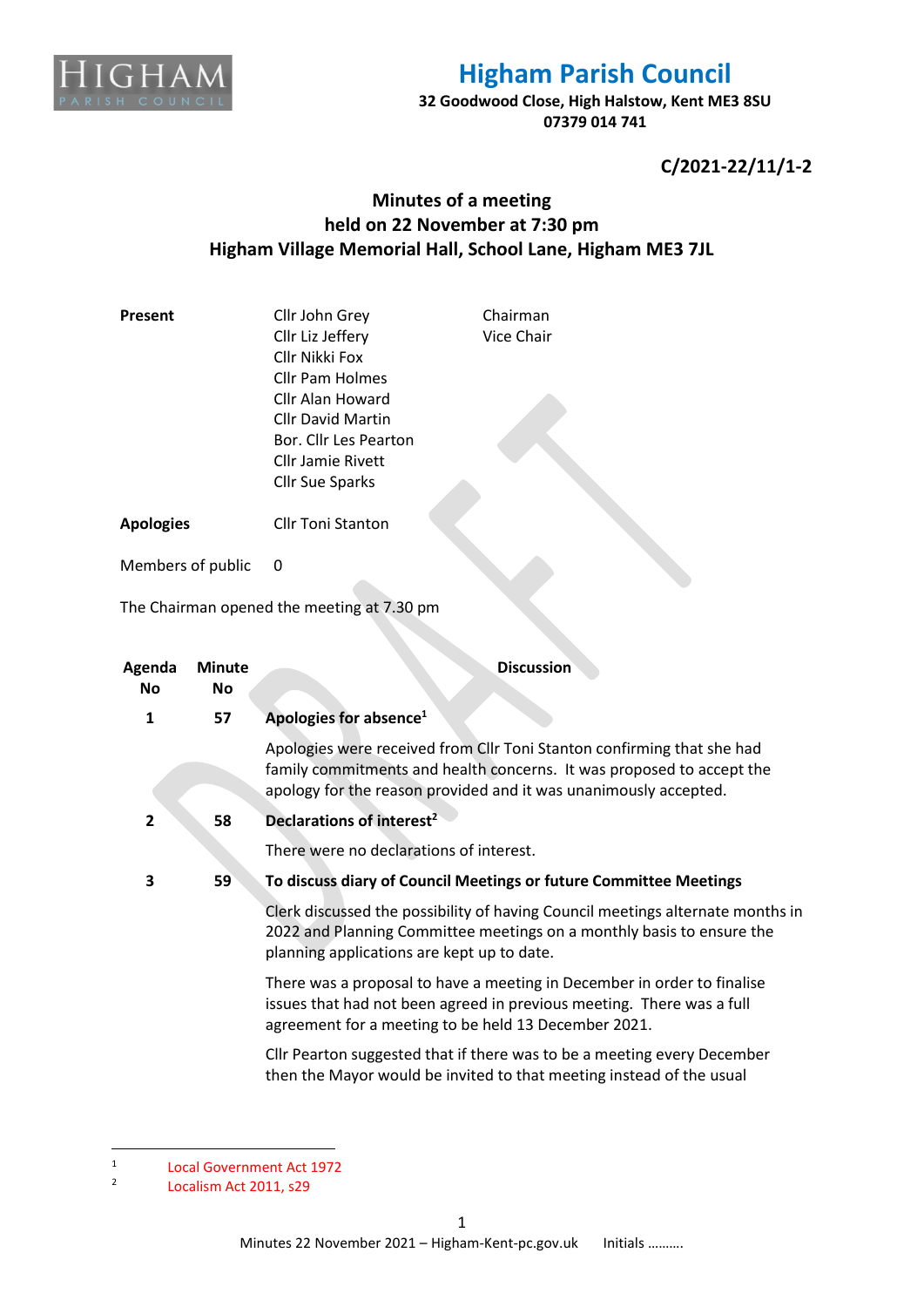# Higham Parish Council

**32 Goodwood Close, High Halstow, Kent ME3 8SU**
**07379 014 741**

**C/2021-22/11/1-2**

## Minutes of a meeting held on 22 November at 7:30 pm Higham Village Memorial Hall, School Lane, Higham ME3 7JL

| **Present** | | |
|---|---|---|
| | Cllr John Grey | Chairman |
| | Cllr Liz Jeffery | Vice Chair |
| | Cllr Nikki Fox | |
| | Cllr Pam Holmes | |
| | Cllr Alan Howard | |
| | Cllr David Martin | |
| | Bor. Cllr Les Pearton | |
| | Cllr Jamie Rivett | |
| | Cllr Sue Sparks | |
| **Apologies** | Cllr Toni Stanton | |
| Members of public | 0 | |

The Chairman opened the meeting at 7.30 pm

| Agenda No | Minute No | Discussion |
|---|---|---|
| 1 | 57 | **Apologies for absence**[1] |
| | | Apologies were received from Cllr Toni Stanton confirming that she had family commitments and health concerns. It was proposed to accept the apology for the reason provided and it was unanimously accepted. |
| 2 | 58 | **Declarations of interest**[2] |
| | | There were no declarations of interest. |
| 3 | 59 | **To discuss diary of Council Meetings or future Committee Meetings** |
| | | Clerk discussed the possibility of having Council meetings alternate months in 2022 and Planning Committee meetings on a monthly basis to ensure the planning applications are kept up to date. |
| | | There was a proposal to have a meeting in December in order to finalise issues that had not been agreed in previous meeting. There was a full agreement for a meeting to be held 13 December 2021. |
| | | Cllr Pearton suggested that if there was to be a meeting every December then the Mayor would be invited to that meeting instead of the usual |

[1] Local Government Act 1972
[2] Localism Act 2011, s29

Initials ………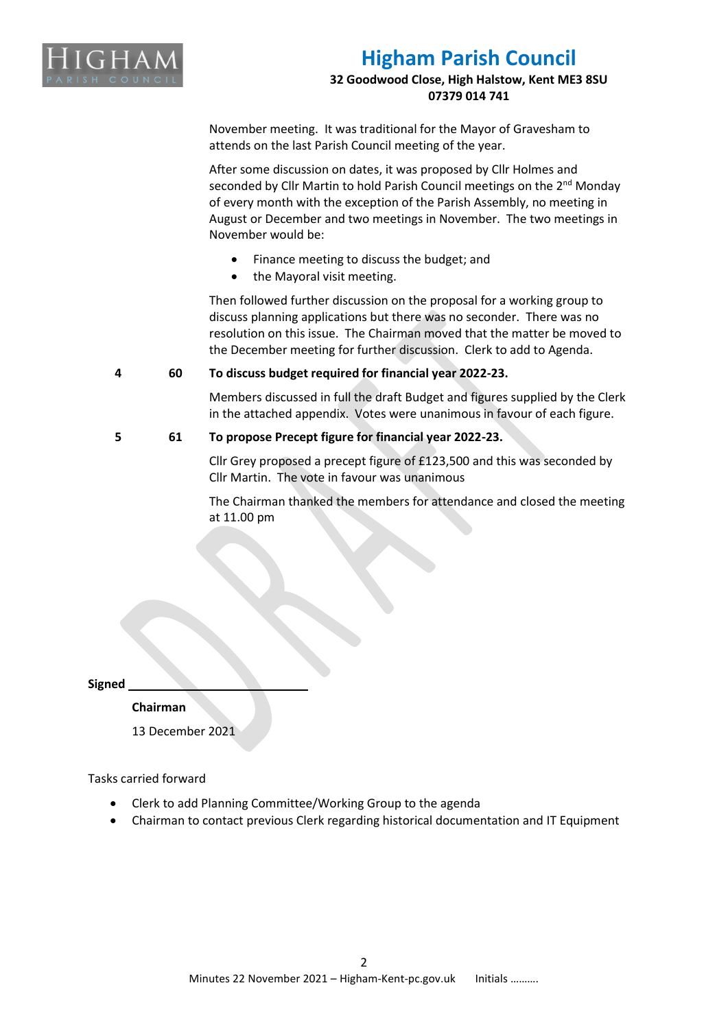November meeting. It was traditional for the Mayor of Gravesham to attends on the last Parish Council meeting of the year.

After some discussion on dates, it was proposed by Cllr Holmes and seconded by Cllr Martin to hold Parish Council meetings on the 2nd Monday of every month with the exception of the Parish Assembly, no meeting in August or December and two meetings in November. The two meetings in November would be:

- Finance meeting to discuss the budget; and
- the Mayoral visit meeting.

Then followed further discussion on the proposal for a working group to discuss planning applications but there was no seconder. There was no resolution on this issue. The Chairman moved that the matter be moved to the December meeting for further discussion. Clerk to add to Agenda.

**4 60 To discuss budget required for financial year 2022-23.**

Members discussed in full the draft Budget and figures supplied by the Clerk in the attached appendix. Votes were unanimous in favour of each figure.

**5 61 To propose Precept figure for financial year 2022-23.**

Cllr Grey proposed a precept figure of £123,500 and this was seconded by Cllr Martin. The vote in favour was unanimous

The Chairman thanked the members for attendance and closed the meeting at 11.00 pm

**Signed** ______________________________

**Chairman**

13 December 2021

Tasks carried forward

- Clerk to add Planning Committee/Working Group to the agenda
- Chairman to contact previous Clerk regarding historical documentation and IT Equipment

Initials ……….